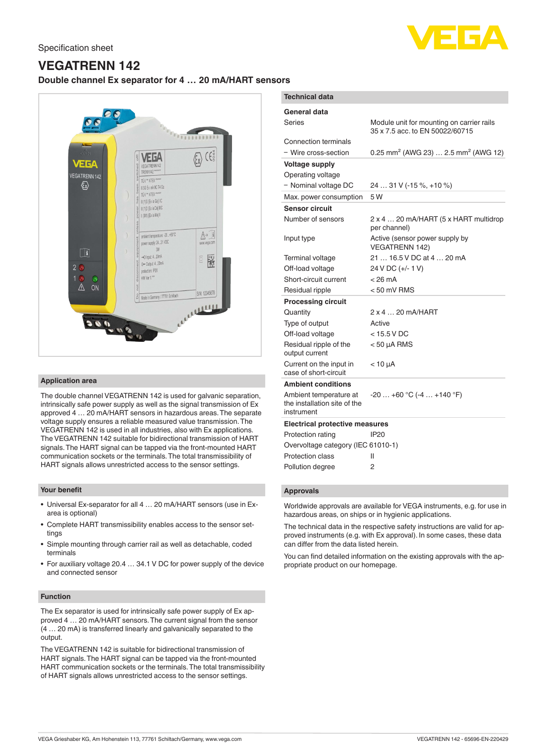Specification sheet

# VEGATRENN 142

## Double channel Ex separator for 4 … 20 mA/HART sensors

### Application area

The double channel VEGATRENN 142 is used for galvanic separation, intrinsically safe power supply as well as the signal transmission of Ex approved 4 … 20 mA/HART sensors in hazardous areas. The separate voltage supply ensures a reliable measured value transmission. The VEGATRENN 142 is used in all industries, also with Ex applications. The VEGATRENN 142 suitable for bidirectional transmission of HART signals. The HART signal can be tapped via the front-mounted HART communication sockets or the terminals. The total transmissibility of HART signals allows unrestricted access to the sensor settings.

### Your benefit

- Universal Ex-separator for all 4 … 20 mA/HART sensors (use in Ex-area is optional)
- Complete HART transmissibility enables access to the sensor settings
- Simple mounting through carrier rail as well as detachable, coded terminals
- For auxiliary voltage 20.4 … 34.1 V DC for power supply of the device and connected sensor

### Function

The Ex separator is used for intrinsically safe power supply of Ex approved 4 … 20 mA/HART sensors. The current signal from the sensor (4 … 20 mA) is transferred linearly and galvanically separated to the output.

The VEGATRENN 142 is suitable for bidirectional transmission of HART signals. The HART signal can be tapped via the front-mounted HART communication sockets or the terminals. The total transmissibility of HART signals allows unrestricted access to the sensor settings.

### Technical data

| | |
|---|---|
| **General data** | |
| Series | Module unit for mounting on carrier rails 35 x 7.5 acc. to EN 50022/60715 |
| Connection terminals | |
| − Wire cross-section | 0.25 mm² (AWG 23) … 2.5 mm² (AWG 12) |
| **Voltage supply** | |
| Operating voltage | |
| − Nominal voltage DC | 24 … 31 V (-15 %, +10 %) |
| Max. power consumption | 5 W |
| **Sensor circuit** | |
| Number of sensors | 2 x 4 … 20 mA/HART (5 x HART multidrop per channel) |
| Input type | Active (sensor power supply by VEGATRENN 142) |
| Terminal voltage | 21 … 16.5 V DC at 4 … 20 mA |
| Off-load voltage | 24 V DC (+/- 1 V) |
| Short-circuit current | < 26 mA |
| Residual ripple | < 50 mV RMS |
| **Processing circuit** | |
| Quantity | 2 x 4 … 20 mA/HART |
| Type of output | Active |
| Off-load voltage | < 15.5 V DC |
| Residual ripple of the output current | < 50 µA RMS |
| Current on the input in case of short-circuit | < 10 µA |
| **Ambient conditions** | |
| Ambient temperature at the installation site of the instrument | -20 … +60 °C (-4 … +140 °F) |
| **Electrical protective measures** | |
| Protection rating | IP20 |
| Overvoltage category (IEC 61010-1) | |
| Protection class | II |
| Pollution degree | 2 |

### Approvals

Worldwide approvals are available for VEGA instruments, e.g. for use in hazardous areas, on ships or in hygienic applications.

The technical data in the respective safety instructions are valid for approved instruments (e.g. with Ex approval). In some cases, these data can differ from the data listed herein.

You can find detailed information on the existing approvals with the appropriate product on our homepage.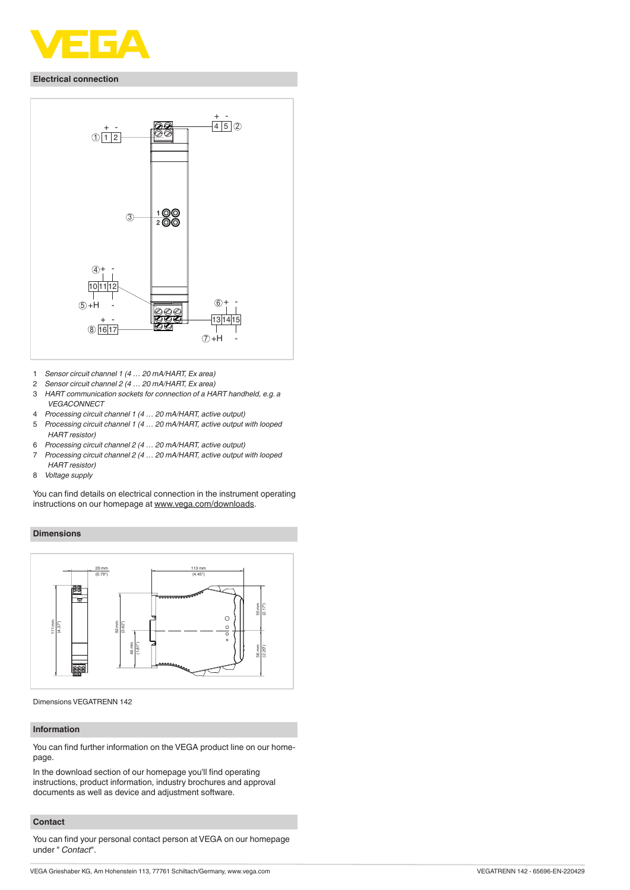## Electrical connection

①  + -  1 2

②  + -  4 5

③  1 2

④ + -  10 11 12

⑤ +H -

⑥ + -  13 14 15

⑦ +H -

⑧ + -  16 17

1 *Sensor circuit channel 1 (4 … 20 mA/HART, Ex area)*
2 *Sensor circuit channel 2 (4 … 20 mA/HART, Ex area)*
3 *HART communication sockets for connection of a HART handheld, e.g. a VEGACONNECT*
4 *Processing circuit channel 1 (4 … 20 mA/HART, active output)*
5 *Processing circuit channel 1 (4 … 20 mA/HART, active output with looped HART resistor)*
6 *Processing circuit channel 2 (4 … 20 mA/HART, active output)*
7 *Processing circuit channel 2 (4 … 20 mA/HART, active output with looped HART resistor)*
8 *Voltage supply*

You can find details on electrical connection in the instrument operating instructions on our homepage at www.vega.com/downloads.

## Dimensions

20 mm (0.79")

113 mm (4.45")

111 mm (4.37")

92 mm (3.62")

46 mm (1.81")

55 mm (2.17")

56 mm (2.20")

Dimensions VEGATRENN 142

## Information

You can find further information on the VEGA product line on our homepage.

In the download section of our homepage you'll find operating instructions, product information, industry brochures and approval documents as well as device and adjustment software.

## Contact

You can find your personal contact person at VEGA on our homepage under " *Contact*".

VEGA Grieshaber KG, Am Hohenstein 113, 77761 Schiltach/Germany, www.vega.com

VEGATRENN 142 - 65696-EN-220429